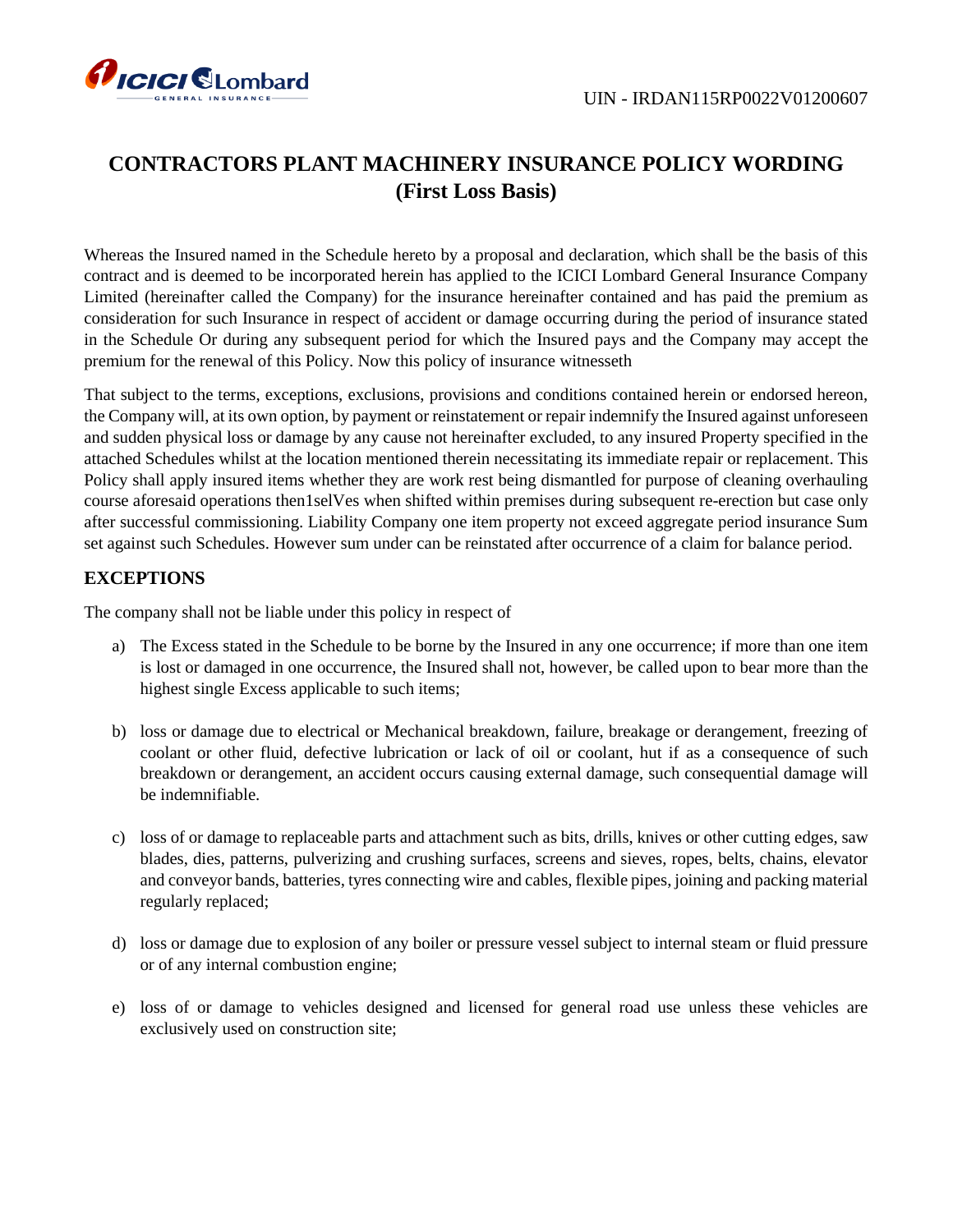UIN - IRDAN115RP0022V01200607

# CONTRACTORS PLANT MACHINERY INSURANCE POLICY WORDING (First Loss Basis)

Whereas the Insured named in the Schedule hereto by a proposal and declaration, which shall be the basis of this contract and is deemed to be incorporated herein has applied to the ICICI Lombard General Insurance Company Limited (hereinafter called the Company) for the insurance hereinafter contained and has paid the premium as consideration for such Insurance in respect of accident or damage occurring during the period of insurance stated in the Schedule Or during any subsequent period for which the Insured pays and the Company may accept the premium for the renewal of this Policy. Now this policy of insurance witnesseth

That subject to the terms, exceptions, exclusions, provisions and conditions contained herein or endorsed hereon, the Company will, at its own option, by payment or reinstatement or repair indemnify the Insured against unforeseen and sudden physical loss or damage by any cause not hereinafter excluded, to any insured Property specified in the attached Schedules whilst at the location mentioned therein necessitating its immediate repair or replacement. This Policy shall apply insured items whether they are work rest being dismantled for purpose of cleaning overhauling course aforesaid operations then1selVes when shifted within premises during subsequent re-erection but case only after successful commissioning. Liability Company one item property not exceed aggregate period insurance Sum set against such Schedules. However sum under can be reinstated after occurrence of a claim for balance period.

## EXCEPTIONS

The company shall not be liable under this policy in respect of

a) The Excess stated in the Schedule to be borne by the Insured in any one occurrence; if more than one item is lost or damaged in one occurrence, the Insured shall not, however, be called upon to bear more than the highest single Excess applicable to such items;

b) loss or damage due to electrical or Mechanical breakdown, failure, breakage or derangement, freezing of coolant or other fluid, defective lubrication or lack of oil or coolant, hut if as a consequence of such breakdown or derangement, an accident occurs causing external damage, such consequential damage will be indemnifiable.

c) loss of or damage to replaceable parts and attachment such as bits, drills, knives or other cutting edges, saw blades, dies, patterns, pulverizing and crushing surfaces, screens and sieves, ropes, belts, chains, elevator and conveyor bands, batteries, tyres connecting wire and cables, flexible pipes, joining and packing material regularly replaced;

d) loss or damage due to explosion of any boiler or pressure vessel subject to internal steam or fluid pressure or of any internal combustion engine;

e) loss of or damage to vehicles designed and licensed for general road use unless these vehicles are exclusively used on construction site;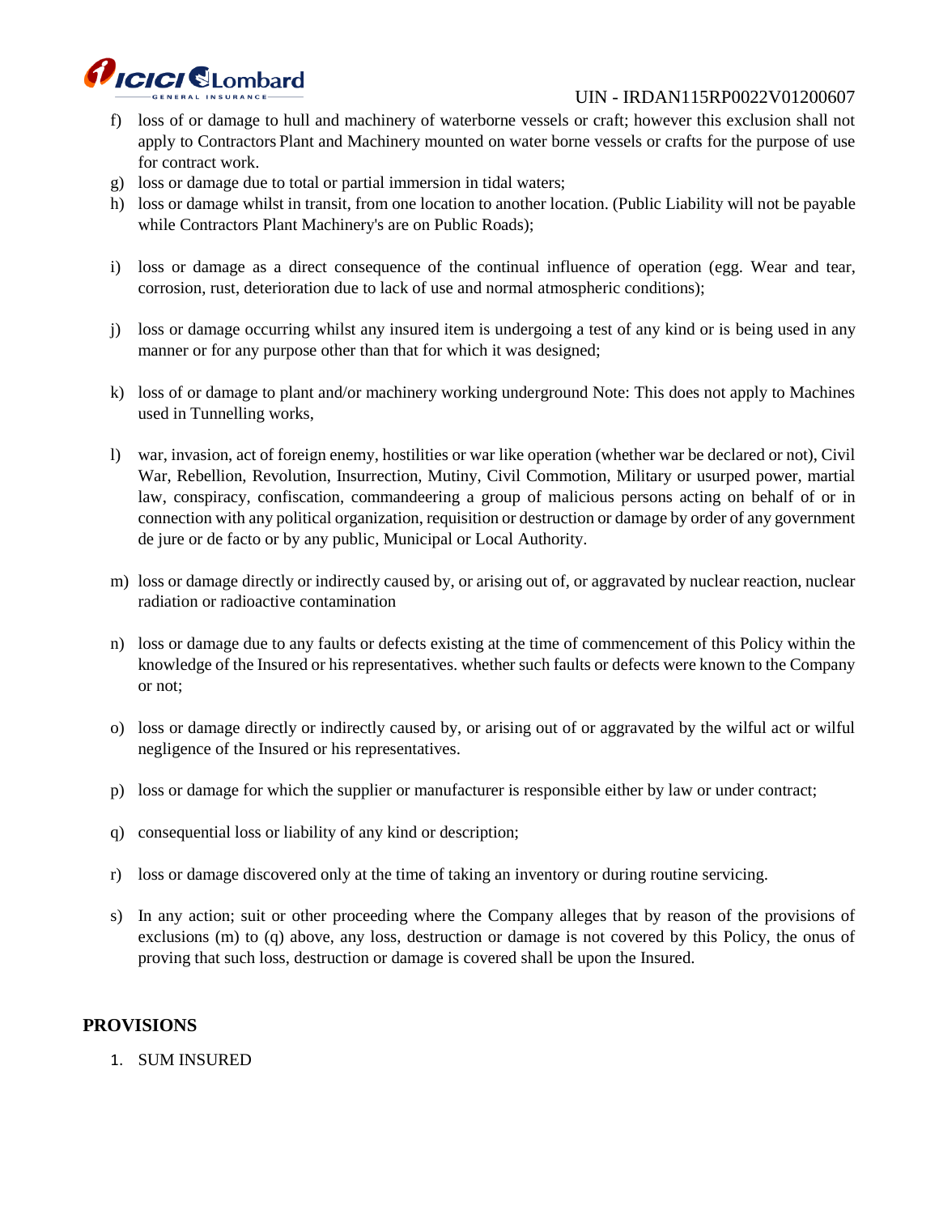f) loss of or damage to hull and machinery of waterborne vessels or craft; however this exclusion shall not apply to Contractors Plant and Machinery mounted on water borne vessels or crafts for the purpose of use for contract work.

g) loss or damage due to total or partial immersion in tidal waters;

h) loss or damage whilst in transit, from one location to another location. (Public Liability will not be payable while Contractors Plant Machinery's are on Public Roads);

i) loss or damage as a direct consequence of the continual influence of operation (egg. Wear and tear, corrosion, rust, deterioration due to lack of use and normal atmospheric conditions);

j) loss or damage occurring whilst any insured item is undergoing a test of any kind or is being used in any manner or for any purpose other than that for which it was designed;

k) loss of or damage to plant and/or machinery working underground Note: This does not apply to Machines used in Tunnelling works,

l) war, invasion, act of foreign enemy, hostilities or war like operation (whether war be declared or not), Civil War, Rebellion, Revolution, Insurrection, Mutiny, Civil Commotion, Military or usurped power, martial law, conspiracy, confiscation, commandeering a group of malicious persons acting on behalf of or in connection with any political organization, requisition or destruction or damage by order of any government de jure or de facto or by any public, Municipal or Local Authority.

m) loss or damage directly or indirectly caused by, or arising out of, or aggravated by nuclear reaction, nuclear radiation or radioactive contamination

n) loss or damage due to any faults or defects existing at the time of commencement of this Policy within the knowledge of the Insured or his representatives. whether such faults or defects were known to the Company or not;

o) loss or damage directly or indirectly caused by, or arising out of or aggravated by the wilful act or wilful negligence of the Insured or his representatives.

p) loss or damage for which the supplier or manufacturer is responsible either by law or under contract;

q) consequential loss or liability of any kind or description;

r) loss or damage discovered only at the time of taking an inventory or during routine servicing.

s) In any action; suit or other proceeding where the Company alleges that by reason of the provisions of exclusions (m) to (q) above, any loss, destruction or damage is not covered by this Policy, the onus of proving that such loss, destruction or damage is covered shall be upon the Insured.

## PROVISIONS

1. SUM INSURED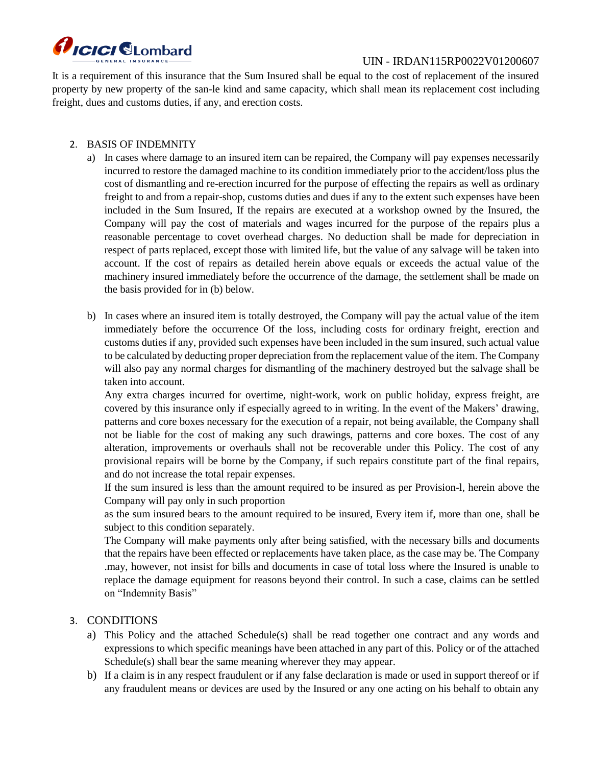It is a requirement of this insurance that the Sum Insured shall be equal to the cost of replacement of the insured property by new property of the san-le kind and same capacity, which shall mean its replacement cost including freight, dues and customs duties, if any, and erection costs.

2. BASIS OF INDEMNITY

   a) In cases where damage to an insured item can be repaired, the Company will pay expenses necessarily incurred to restore the damaged machine to its condition immediately prior to the accident/loss plus the cost of dismantling and re-erection incurred for the purpose of effecting the repairs as well as ordinary freight to and from a repair-shop, customs duties and dues if any to the extent such expenses have been included in the Sum Insured, If the repairs are executed at a workshop owned by the Insured, the Company will pay the cost of materials and wages incurred for the purpose of the repairs plus a reasonable percentage to covet overhead charges. No deduction shall be made for depreciation in respect of parts replaced, except those with limited life, but the value of any salvage will be taken into account. If the cost of repairs as detailed herein above equals or exceeds the actual value of the machinery insured immediately before the occurrence of the damage, the settlement shall be made on the basis provided for in (b) below.

   b) In cases where an insured item is totally destroyed, the Company will pay the actual value of the item immediately before the occurrence Of the loss, including costs for ordinary freight, erection and customs duties if any, provided such expenses have been included in the sum insured, such actual value to be calculated by deducting proper depreciation from the replacement value of the item. The Company will also pay any normal charges for dismantling of the machinery destroyed but the salvage shall be taken into account.

      Any extra charges incurred for overtime, night-work, work on public holiday, express freight, are covered by this insurance only if especially agreed to in writing. In the event of the Makers' drawing, patterns and core boxes necessary for the execution of a repair, not being available, the Company shall not be liable for the cost of making any such drawings, patterns and core boxes. The cost of any alteration, improvements or overhauls shall not be recoverable under this Policy. The cost of any provisional repairs will be borne by the Company, if such repairs constitute part of the final repairs, and do not increase the total repair expenses.

      If the sum insured is less than the amount required to be insured as per Provision-l, herein above the Company will pay only in such proportion as the sum insured bears to the amount required to be insured, Every item if, more than one, shall be subject to this condition separately.

      The Company will make payments only after being satisfied, with the necessary bills and documents that the repairs have been effected or replacements have taken place, as the case may be. The Company .may, however, not insist for bills and documents in case of total loss where the Insured is unable to replace the damage equipment for reasons beyond their control. In such a case, claims can be settled on "Indemnity Basis"

3. CONDITIONS

   a) This Policy and the attached Schedule(s) shall be read together one contract and any words and expressions to which specific meanings have been attached in any part of this. Policy or of the attached Schedule(s) shall bear the same meaning wherever they may appear.

   b) If a claim is in any respect fraudulent or if any false declaration is made or used in support thereof or if any fraudulent means or devices are used by the Insured or any one acting on his behalf to obtain any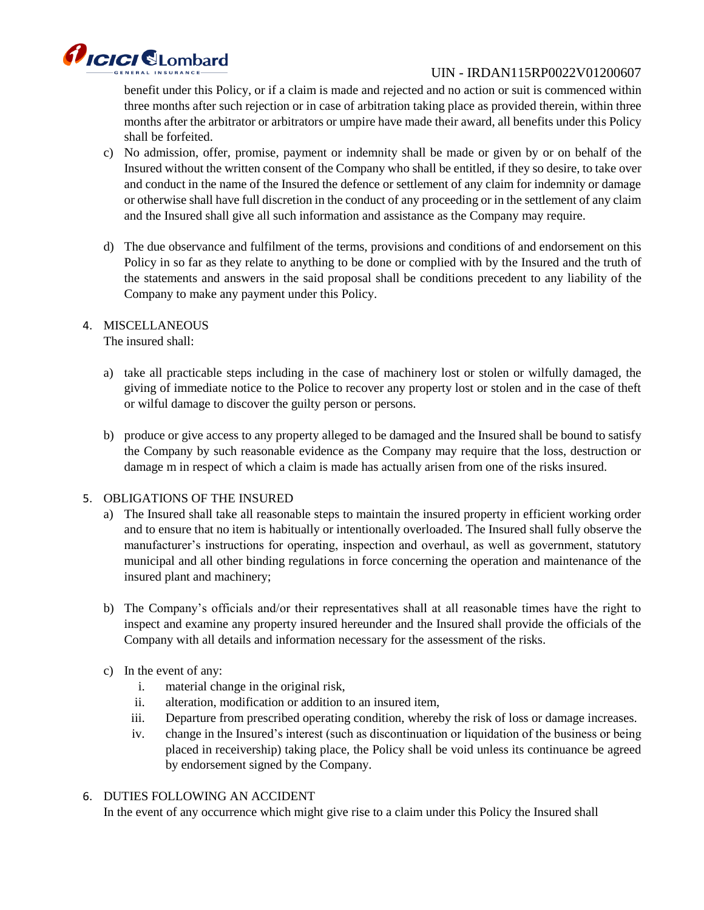benefit under this Policy, or if a claim is made and rejected and no action or suit is commenced within three months after such rejection or in case of arbitration taking place as provided therein, within three months after the arbitrator or arbitrators or umpire have made their award, all benefits under this Policy shall be forfeited.

c) No admission, offer, promise, payment or indemnity shall be made or given by or on behalf of the Insured without the written consent of the Company who shall be entitled, if they so desire, to take over and conduct in the name of the Insured the defence or settlement of any claim for indemnity or damage or otherwise shall have full discretion in the conduct of any proceeding or in the settlement of any claim and the Insured shall give all such information and assistance as the Company may require.

d) The due observance and fulfilment of the terms, provisions and conditions of and endorsement on this Policy in so far as they relate to anything to be done or complied with by the Insured and the truth of the statements and answers in the said proposal shall be conditions precedent to any liability of the Company to make any payment under this Policy.

4. MISCELLANEOUS

The insured shall:

a) take all practicable steps including in the case of machinery lost or stolen or wilfully damaged, the giving of immediate notice to the Police to recover any property lost or stolen and in the case of theft or wilful damage to discover the guilty person or persons.

b) produce or give access to any property alleged to be damaged and the Insured shall be bound to satisfy the Company by such reasonable evidence as the Company may require that the loss, destruction or damage m in respect of which a claim is made has actually arisen from one of the risks insured.

5. OBLIGATIONS OF THE INSURED

a) The Insured shall take all reasonable steps to maintain the insured property in efficient working order and to ensure that no item is habitually or intentionally overloaded. The Insured shall fully observe the manufacturer's instructions for operating, inspection and overhaul, as well as government, statutory municipal and all other binding regulations in force concerning the operation and maintenance of the insured plant and machinery;

b) The Company's officials and/or their representatives shall at all reasonable times have the right to inspect and examine any property insured hereunder and the Insured shall provide the officials of the Company with all details and information necessary for the assessment of the risks.

c) In the event of any:
   i. material change in the original risk,
   ii. alteration, modification or addition to an insured item,
   iii. Departure from prescribed operating condition, whereby the risk of loss or damage increases.
   iv. change in the Insured's interest (such as discontinuation or liquidation of the business or being placed in receivership) taking place, the Policy shall be void unless its continuance be agreed by endorsement signed by the Company.

6. DUTIES FOLLOWING AN ACCIDENT

In the event of any occurrence which might give rise to a claim under this Policy the Insured shall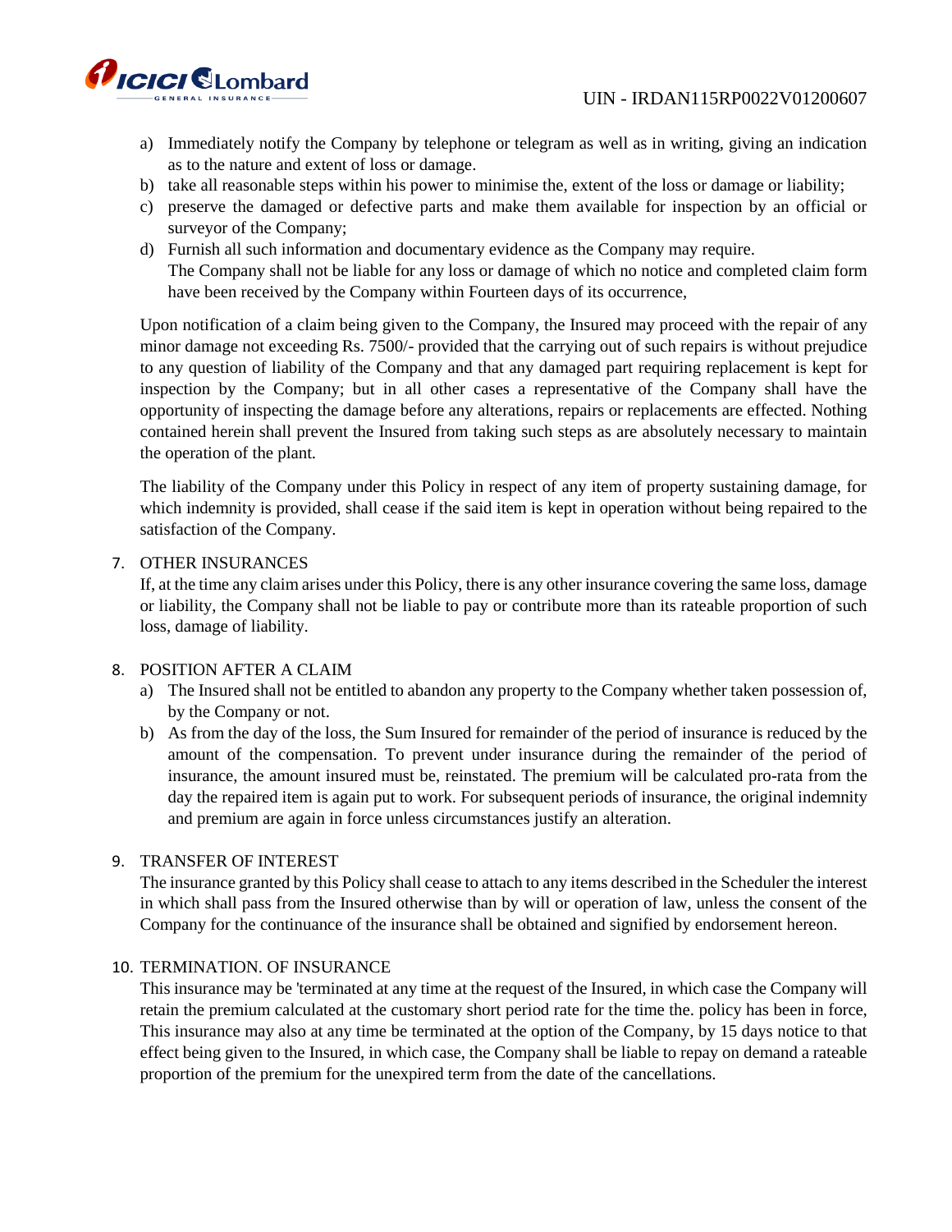a) Immediately notify the Company by telephone or telegram as well as in writing, giving an indication as to the nature and extent of loss or damage.
b) take all reasonable steps within his power to minimise the, extent of the loss or damage or liability;
c) preserve the damaged or defective parts and make them available for inspection by an official or surveyor of the Company;
d) Furnish all such information and documentary evidence as the Company may require.
   The Company shall not be liable for any loss or damage of which no notice and completed claim form have been received by the Company within Fourteen days of its occurrence,

Upon notification of a claim being given to the Company, the Insured may proceed with the repair of any minor damage not exceeding Rs. 7500/- provided that the carrying out of such repairs is without prejudice to any question of liability of the Company and that any damaged part requiring replacement is kept for inspection by the Company; but in all other cases a representative of the Company shall have the opportunity of inspecting the damage before any alterations, repairs or replacements are effected. Nothing contained herein shall prevent the Insured from taking such steps as are absolutely necessary to maintain the operation of the plant.

The liability of the Company under this Policy in respect of any item of property sustaining damage, for which indemnity is provided, shall cease if the said item is kept in operation without being repaired to the satisfaction of the Company.

7. OTHER INSURANCES
   If, at the time any claim arises under this Policy, there is any other insurance covering the same loss, damage or liability, the Company shall not be liable to pay or contribute more than its rateable proportion of such loss, damage of liability.

8. POSITION AFTER A CLAIM
   a) The Insured shall not be entitled to abandon any property to the Company whether taken possession of, by the Company or not.
   b) As from the day of the loss, the Sum Insured for remainder of the period of insurance is reduced by the amount of the compensation. To prevent under insurance during the remainder of the period of insurance, the amount insured must be, reinstated. The premium will be calculated pro-rata from the day the repaired item is again put to work. For subsequent periods of insurance, the original indemnity and premium are again in force unless circumstances justify an alteration.

9. TRANSFER OF INTEREST
   The insurance granted by this Policy shall cease to attach to any items described in the Scheduler the interest in which shall pass from the Insured otherwise than by will or operation of law, unless the consent of the Company for the continuance of the insurance shall be obtained and signified by endorsement hereon.

10. TERMINATION. OF INSURANCE
    This insurance may be 'terminated at any time at the request of the Insured, in which case the Company will retain the premium calculated at the customary short period rate for the time the. policy has been in force, This insurance may also at any time be terminated at the option of the Company, by 15 days notice to that effect being given to the Insured, in which case, the Company shall be liable to repay on demand a rateable proportion of the premium for the unexpired term from the date of the cancellations.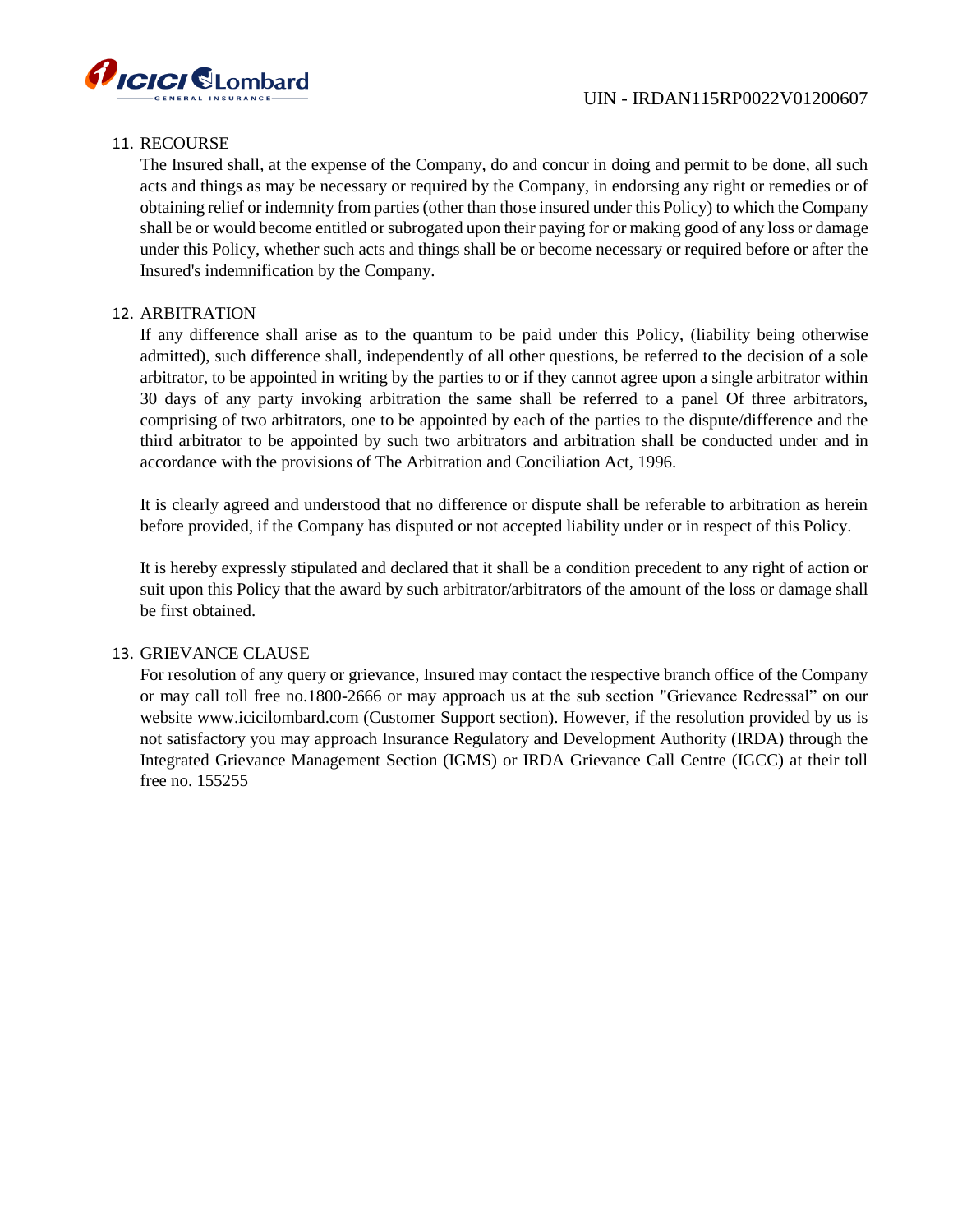11. RECOURSE

    The Insured shall, at the expense of the Company, do and concur in doing and permit to be done, all such acts and things as may be necessary or required by the Company, in endorsing any right or remedies or of obtaining relief or indemnity from parties (other than those insured under this Policy) to which the Company shall be or would become entitled or subrogated upon their paying for or making good of any loss or damage under this Policy, whether such acts and things shall be or become necessary or required before or after the Insured's indemnification by the Company.

12. ARBITRATION

    If any difference shall arise as to the quantum to be paid under this Policy, (liability being otherwise admitted), such difference shall, independently of all other questions, be referred to the decision of a sole arbitrator, to be appointed in writing by the parties to or if they cannot agree upon a single arbitrator within 30 days of any party invoking arbitration the same shall be referred to a panel Of three arbitrators, comprising of two arbitrators, one to be appointed by each of the parties to the dispute/difference and the third arbitrator to be appointed by such two arbitrators and arbitration shall be conducted under and in accordance with the provisions of The Arbitration and Conciliation Act, 1996.

    It is clearly agreed and understood that no difference or dispute shall be referable to arbitration as herein before provided, if the Company has disputed or not accepted liability under or in respect of this Policy.

    It is hereby expressly stipulated and declared that it shall be a condition precedent to any right of action or suit upon this Policy that the award by such arbitrator/arbitrators of the amount of the loss or damage shall be first obtained.

13. GRIEVANCE CLAUSE

    For resolution of any query or grievance, Insured may contact the respective branch office of the Company or may call toll free no.1800-2666 or may approach us at the sub section "Grievance Redressal" on our website www.icicilombard.com (Customer Support section). However, if the resolution provided by us is not satisfactory you may approach Insurance Regulatory and Development Authority (IRDA) through the Integrated Grievance Management Section (IGMS) or IRDA Grievance Call Centre (IGCC) at their toll free no. 155255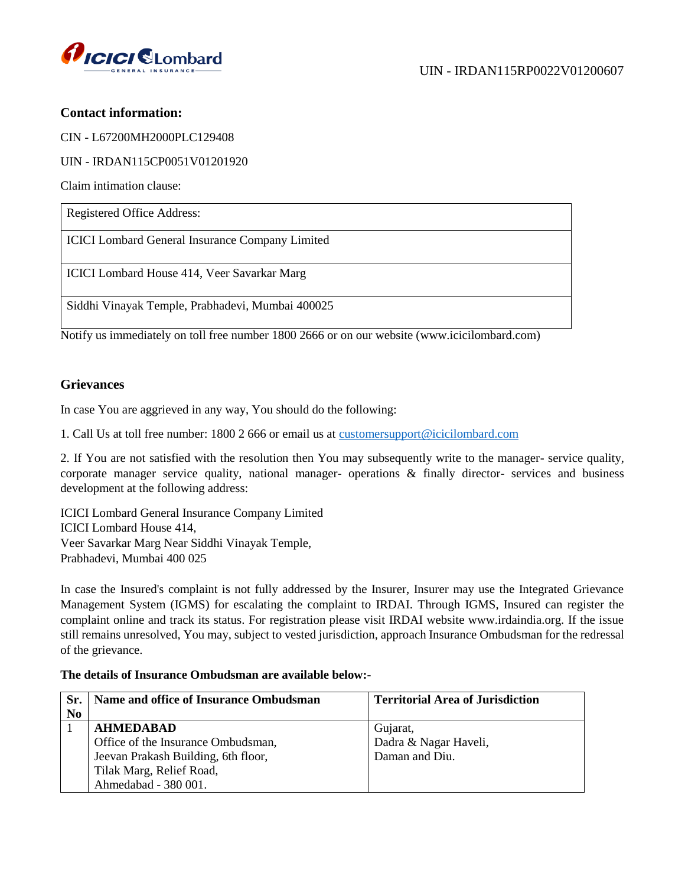UIN - IRDAN115RP0022V01200607

**Contact information:**

CIN - L67200MH2000PLC129408

UIN - IRDAN115CP0051V01201920

Claim intimation clause:

| Registered Office Address: |
|---|
| ICICI Lombard General Insurance Company Limited |
| ICICI Lombard House 414, Veer Savarkar Marg |
| Siddhi Vinayak Temple, Prabhadevi, Mumbai 400025 |

Notify us immediately on toll free number 1800 2666 or on our website (www.icicilombard.com)

## Grievances

In case You are aggrieved in any way, You should do the following:

1. Call Us at toll free number: 1800 2 666 or email us at customersupport@icicilombard.com

2. If You are not satisfied with the resolution then You may subsequently write to the manager- service quality, corporate manager service quality, national manager- operations & finally director- services and business development at the following address:

ICICI Lombard General Insurance Company Limited
ICICI Lombard House 414,
Veer Savarkar Marg Near Siddhi Vinayak Temple,
Prabhadevi, Mumbai 400 025

In case the Insured's complaint is not fully addressed by the Insurer, Insurer may use the Integrated Grievance Management System (IGMS) for escalating the complaint to IRDAI. Through IGMS, Insured can register the complaint online and track its status. For registration please visit IRDAI website www.irdaindia.org. If the issue still remains unresolved, You may, subject to vested jurisdiction, approach Insurance Ombudsman for the redressal of the grievance.

**The details of Insurance Ombudsman are available below:-**

| Sr. No | Name and office of Insurance Ombudsman | Territorial Area of Jurisdiction |
|---|---|---|
| 1 | **AHMEDABAD**<br>Office of the Insurance Ombudsman,<br>Jeevan Prakash Building, 6th floor,<br>Tilak Marg, Relief Road,<br>Ahmedabad - 380 001. | Gujarat,<br>Dadra & Nagar Haveli,<br>Daman and Diu. |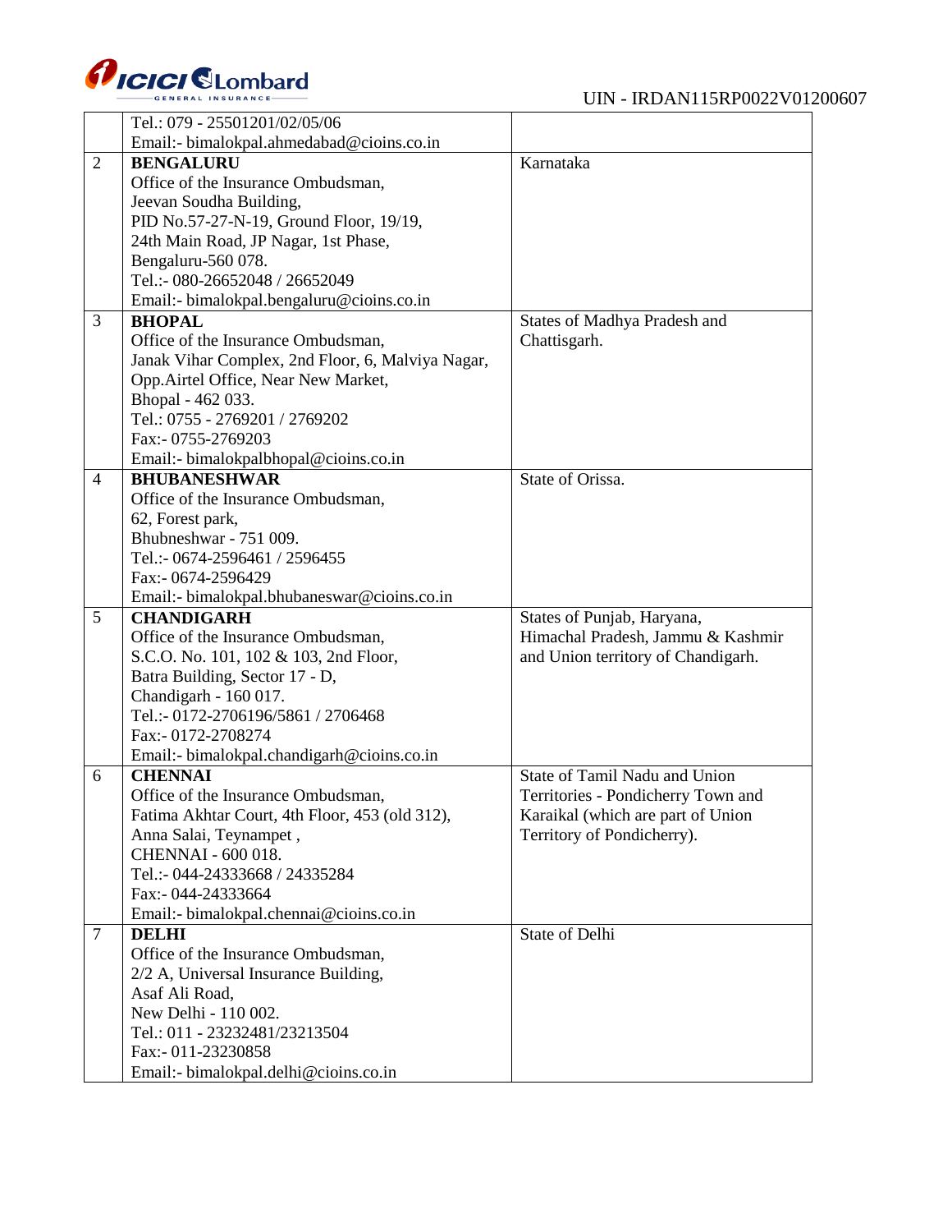| | | |
|---|---|---|
| | Tel.: 079 - 25501201/02/05/06<br>Email:- bimalokpal.ahmedabad@cioins.co.in | |
| 2 | **BENGALURU**<br>Office of the Insurance Ombudsman,<br>Jeevan Soudha Building,<br>PID No.57-27-N-19, Ground Floor, 19/19,<br>24th Main Road, JP Nagar, 1st Phase,<br>Bengaluru-560 078.<br>Tel.:- 080-26652048 / 26652049<br>Email:- bimalokpal.bengaluru@cioins.co.in | Karnataka |
| 3 | **BHOPAL**<br>Office of the Insurance Ombudsman,<br>Janak Vihar Complex, 2nd Floor, 6, Malviya Nagar,<br>Opp.Airtel Office, Near New Market,<br>Bhopal - 462 033.<br>Tel.: 0755 - 2769201 / 2769202<br>Fax:- 0755-2769203<br>Email:- bimalokpalbhopal@cioins.co.in | States of Madhya Pradesh and Chattisgarh. |
| 4 | **BHUBANESHWAR**<br>Office of the Insurance Ombudsman,<br>62, Forest park,<br>Bhubneshwar - 751 009.<br>Tel.:- 0674-2596461 / 2596455<br>Fax:- 0674-2596429<br>Email:- bimalokpal.bhubaneswar@cioins.co.in | State of Orissa. |
| 5 | **CHANDIGARH**<br>Office of the Insurance Ombudsman,<br>S.C.O. No. 101, 102 & 103, 2nd Floor,<br>Batra Building, Sector 17 - D,<br>Chandigarh - 160 017.<br>Tel.:- 0172-2706196/5861 / 2706468<br>Fax:- 0172-2708274<br>Email:- bimalokpal.chandigarh@cioins.co.in | States of Punjab, Haryana, Himachal Pradesh, Jammu & Kashmir and Union territory of Chandigarh. |
| 6 | **CHENNAI**<br>Office of the Insurance Ombudsman,<br>Fatima Akhtar Court, 4th Floor, 453 (old 312),<br>Anna Salai, Teynampet ,<br>CHENNAI - 600 018.<br>Tel.:- 044-24333668 / 24335284<br>Fax:- 044-24333664<br>Email:- bimalokpal.chennai@cioins.co.in | State of Tamil Nadu and Union Territories - Pondicherry Town and Karaikal (which are part of Union Territory of Pondicherry). |
| 7 | **DELHI**<br>Office of the Insurance Ombudsman,<br>2/2 A, Universal Insurance Building,<br>Asaf Ali Road,<br>New Delhi - 110 002.<br>Tel.: 011 - 23232481/23213504<br>Fax:- 011-23230858<br>Email:- bimalokpal.delhi@cioins.co.in | State of Delhi |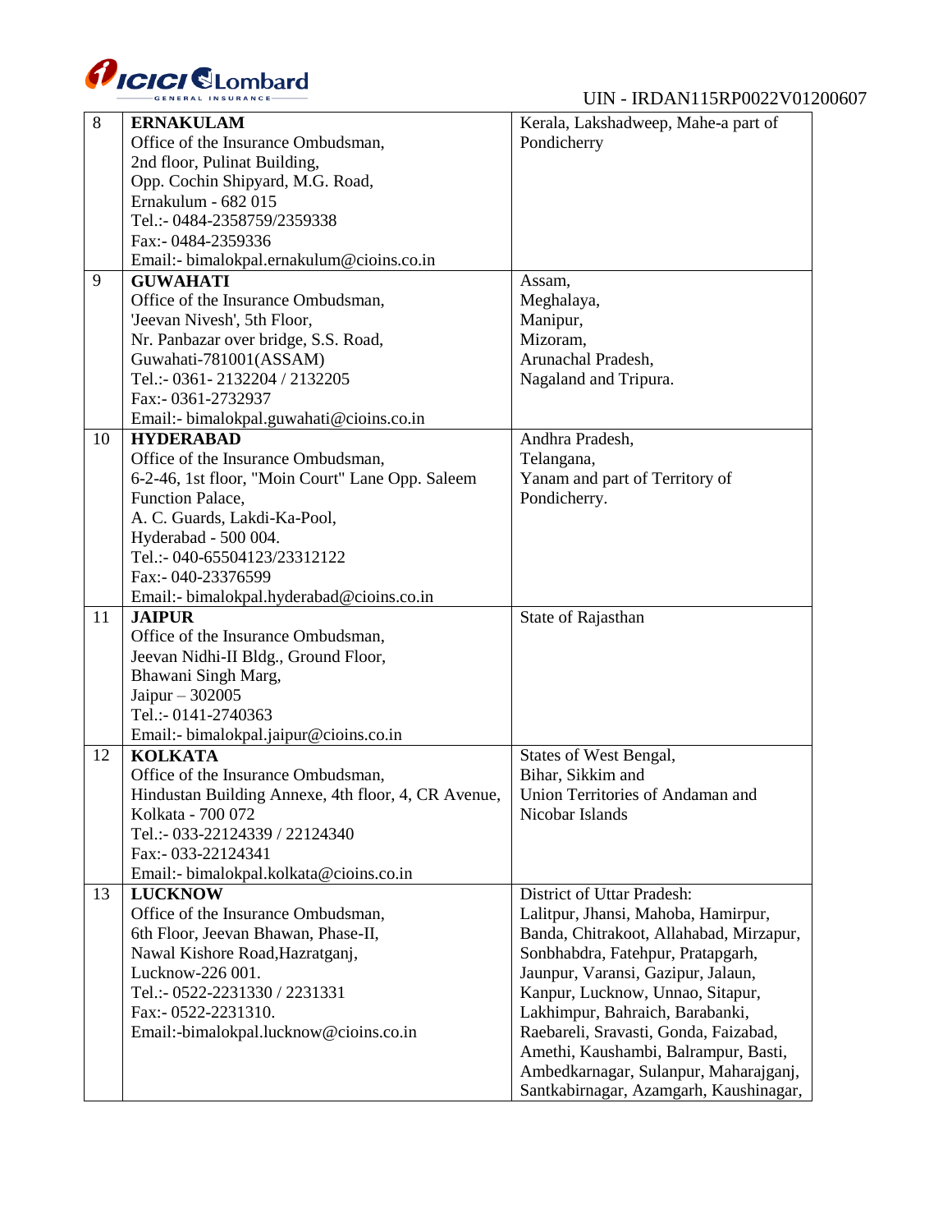| | | |
|---|---|---|
| 8 | **ERNAKULAM**<br>Office of the Insurance Ombudsman,<br>2nd floor, Pulinat Building,<br>Opp. Cochin Shipyard, M.G. Road,<br>Ernakulum - 682 015<br>Tel.:- 0484-2358759/2359338<br>Fax:- 0484-2359336<br>Email:- bimalokpal.ernakulum@cioins.co.in | Kerala, Lakshadweep, Mahe-a part of Pondicherry |
| 9 | **GUWAHATI**<br>Office of the Insurance Ombudsman,<br>'Jeevan Nivesh', 5th Floor,<br>Nr. Panbazar over bridge, S.S. Road,<br>Guwahati-781001(ASSAM)<br>Tel.:- 0361- 2132204 / 2132205<br>Fax:- 0361-2732937<br>Email:- bimalokpal.guwahati@cioins.co.in | Assam,<br>Meghalaya,<br>Manipur,<br>Mizoram,<br>Arunachal Pradesh,<br>Nagaland and Tripura. |
| 10 | **HYDERABAD**<br>Office of the Insurance Ombudsman,<br>6-2-46, 1st floor, "Moin Court" Lane Opp. Saleem Function Palace,<br>A. C. Guards, Lakdi-Ka-Pool,<br>Hyderabad - 500 004.<br>Tel.:- 040-65504123/23312122<br>Fax:- 040-23376599<br>Email:- bimalokpal.hyderabad@cioins.co.in | Andhra Pradesh,<br>Telangana,<br>Yanam and part of Territory of Pondicherry. |
| 11 | **JAIPUR**<br>Office of the Insurance Ombudsman,<br>Jeevan Nidhi-II Bldg., Ground Floor,<br>Bhawani Singh Marg,<br>Jaipur – 302005<br>Tel.:- 0141-2740363<br>Email:- bimalokpal.jaipur@cioins.co.in | State of Rajasthan |
| 12 | **KOLKATA**<br>Office of the Insurance Ombudsman,<br>Hindustan Building Annexe, 4th floor, 4, CR Avenue,<br>Kolkata - 700 072<br>Tel.:- 033-22124339 / 22124340<br>Fax:- 033-22124341<br>Email:- bimalokpal.kolkata@cioins.co.in | States of West Bengal,<br>Bihar, Sikkim and<br>Union Territories of Andaman and Nicobar Islands |
| 13 | **LUCKNOW**<br>Office of the Insurance Ombudsman,<br>6th Floor, Jeevan Bhawan, Phase-II,<br>Nawal Kishore Road,Hazratganj,<br>Lucknow-226 001.<br>Tel.:- 0522-2231330 / 2231331<br>Fax:- 0522-2231310.<br>Email:-bimalokpal.lucknow@cioins.co.in | District of Uttar Pradesh:<br>Lalitpur, Jhansi, Mahoba, Hamirpur, Banda, Chitrakoot, Allahabad, Mirzapur, Sonbhabdra, Fatehpur, Pratapgarh, Jaunpur, Varansi, Gazipur, Jalaun, Kanpur, Lucknow, Unnao, Sitapur, Lakhimpur, Bahraich, Barabanki, Raebareli, Sravasti, Gonda, Faizabad, Amethi, Kaushambi, Balrampur, Basti, Ambedkarnagar, Sulanpur, Maharajganj, Santkabirnagar, Azamgarh, Kaushinagar, |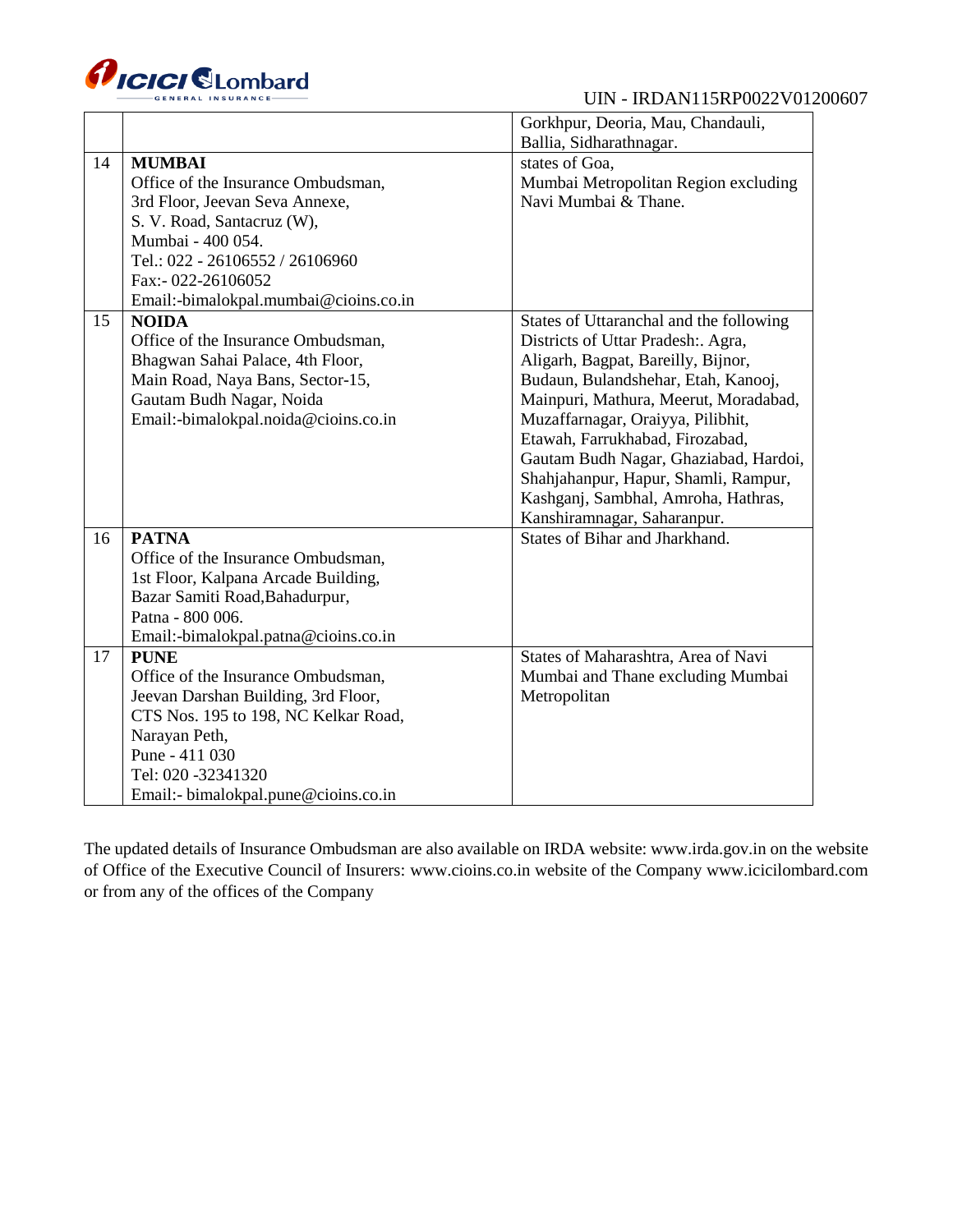| | | |
|---|---|---|
| | | Gorkhpur, Deoria, Mau, Chandauli, Ballia, Sidharathnagar. |
| 14 | **MUMBAI**<br>Office of the Insurance Ombudsman,<br>3rd Floor, Jeevan Seva Annexe,<br>S. V. Road, Santacruz (W),<br>Mumbai - 400 054.<br>Tel.: 022 - 26106552 / 26106960<br>Fax:- 022-26106052<br>Email:-bimalokpal.mumbai@cioins.co.in | states of Goa,<br>Mumbai Metropolitan Region excluding Navi Mumbai & Thane. |
| 15 | **NOIDA**<br>Office of the Insurance Ombudsman,<br>Bhagwan Sahai Palace, 4th Floor,<br>Main Road, Naya Bans, Sector-15,<br>Gautam Budh Nagar, Noida<br>Email:-bimalokpal.noida@cioins.co.in | States of Uttaranchal and the following Districts of Uttar Pradesh:. Agra, Aligarh, Bagpat, Bareilly, Bijnor, Budaun, Bulandshehar, Etah, Kanooj, Mainpuri, Mathura, Meerut, Moradabad, Muzaffarnagar, Oraiyya, Pilibhit, Etawah, Farrukhabad, Firozabad, Gautam Budh Nagar, Ghaziabad, Hardoi, Shahjahanpur, Hapur, Shamli, Rampur, Kashganj, Sambhal, Amroha, Hathras, Kanshiramnagar, Saharanpur. |
| 16 | **PATNA**<br>Office of the Insurance Ombudsman,<br>1st Floor, Kalpana Arcade Building,<br>Bazar Samiti Road,Bahadurpur,<br>Patna - 800 006.<br>Email:-bimalokpal.patna@cioins.co.in | States of Bihar and Jharkhand. |
| 17 | **PUNE**<br>Office of the Insurance Ombudsman,<br>Jeevan Darshan Building, 3rd Floor,<br>CTS Nos. 195 to 198, NC Kelkar Road,<br>Narayan Peth,<br>Pune - 411 030<br>Tel: 020 -32341320<br>Email:- bimalokpal.pune@cioins.co.in | States of Maharashtra, Area of Navi Mumbai and Thane excluding Mumbai Metropolitan |

The updated details of Insurance Ombudsman are also available on IRDA website: www.irda.gov.in on the website of Office of the Executive Council of Insurers: www.cioins.co.in website of the Company www.icicilombard.com or from any of the offices of the Company